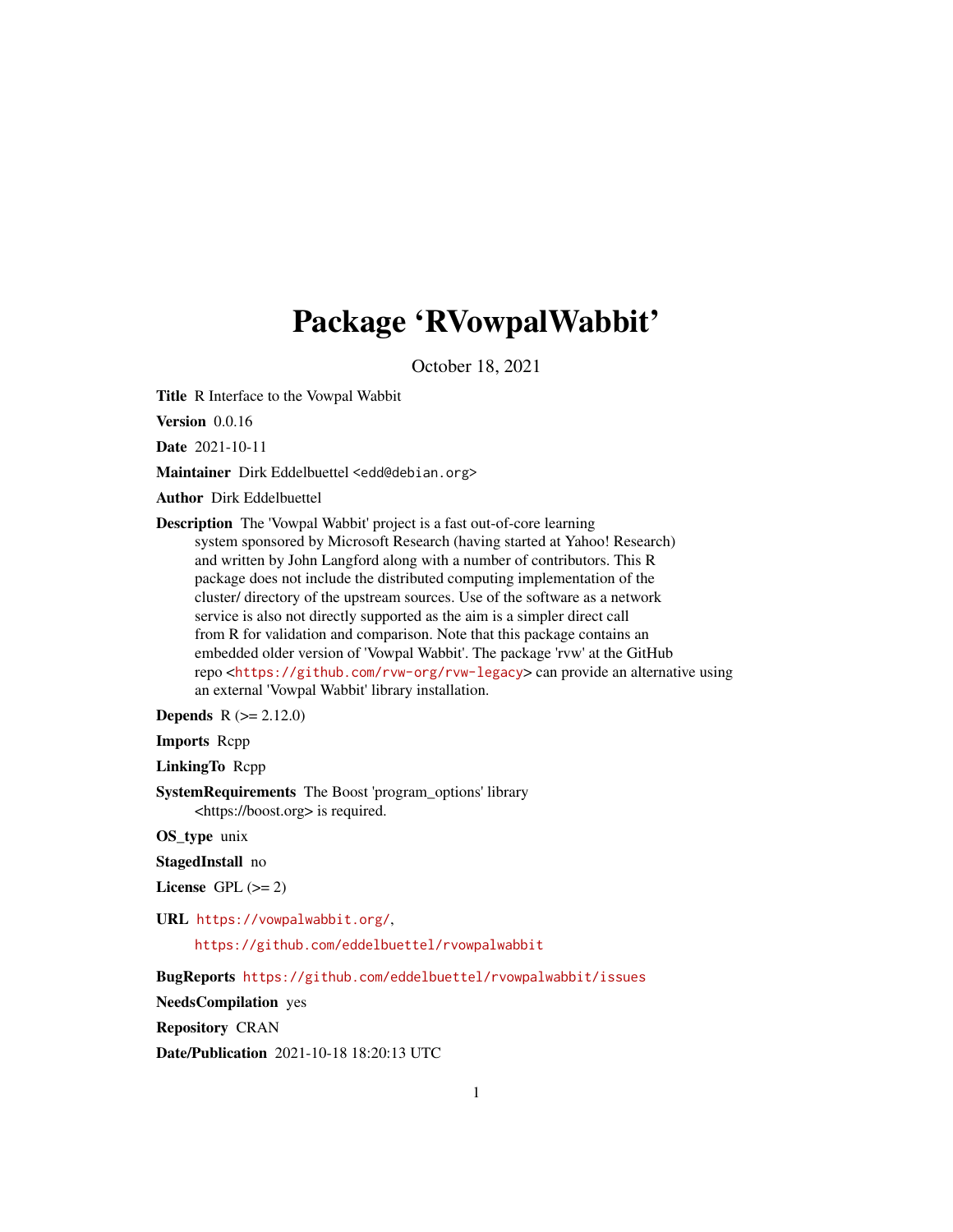# Package 'RVowpalWabbit'

October 18, 2021

**Title** R Interface to the Vowpal Wabbit

**Version** 0.0.16

**Date** 2021-10-11

**Maintainer** Dirk Eddelbuettel <edd@debian.org>

**Author** Dirk Eddelbuettel

**Description** The 'Vowpal Wabbit' project is a fast out-of-core learning system sponsored by Microsoft Research (having started at Yahoo! Research) and written by John Langford along with a number of contributors. This R package does not include the distributed computing implementation of the cluster/ directory of the upstream sources. Use of the software as a network service is also not directly supported as the aim is a simpler direct call from R for validation and comparison. Note that this package contains an embedded older version of 'Vowpal Wabbit'. The package 'rvw' at the GitHub repo <https://github.com/rvw-org/rvw-legacy> can provide an alternative using an external 'Vowpal Wabbit' library installation.

**Depends** R (>= 2.12.0)

**Imports** Rcpp

**LinkingTo** Rcpp

**SystemRequirements** The Boost 'program_options' library <https://boost.org> is required.

**OS_type** unix

**StagedInstall** no

**License** GPL (>= 2)

**URL** https://vowpalwabbit.org/,
https://github.com/eddelbuettel/rvowpalwabbit

**BugReports** https://github.com/eddelbuettel/rvowpalwabbit/issues

**NeedsCompilation** yes

**Repository** CRAN

**Date/Publication** 2021-10-18 18:20:13 UTC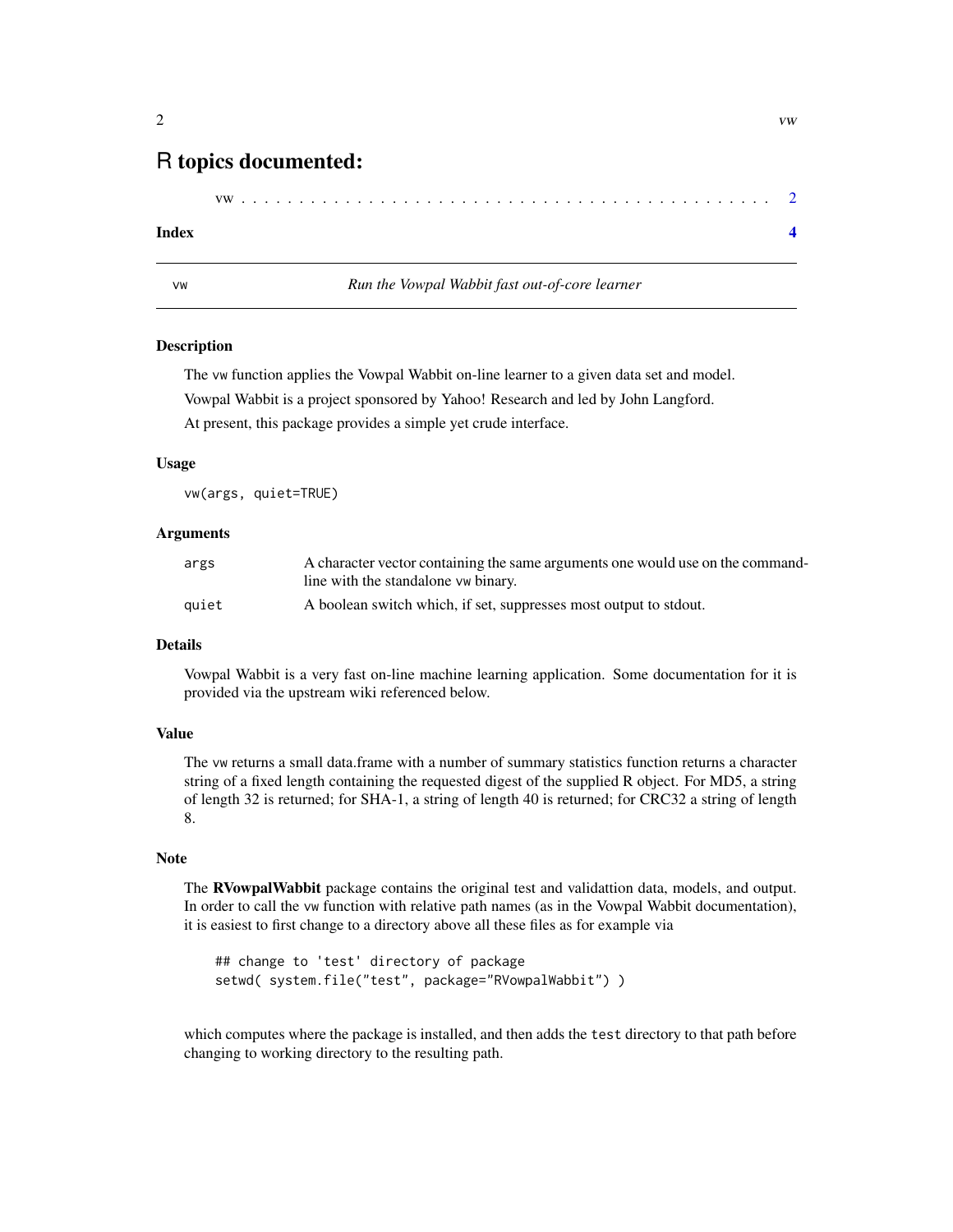# R topics documented:

vw . . . . . . . . . . . . . . . . . . . . . . . . . . . . . . . . . . . . . . . . . . 2

**Index** **4**

---

vw *Run the Vowpal Wabbit fast out-of-core learner*

---

### Description

The vw function applies the Vowpal Wabbit on-line learner to a given data set and model.

Vowpal Wabbit is a project sponsored by Yahoo! Research and led by John Langford.

At present, this package provides a simple yet crude interface.

### Usage

```
vw(args, quiet=TRUE)
```

### Arguments

| | |
|---|---|
| args | A character vector containing the same arguments one would use on the command-line with the standalone vw binary. |
| quiet | A boolean switch which, if set, suppresses most output to stdout. |

### Details

Vowpal Wabbit is a very fast on-line machine learning application. Some documentation for it is provided via the upstream wiki referenced below.

### Value

The vw returns a small data.frame with a number of summary statistics function returns a character string of a fixed length containing the requested digest of the supplied R object. For MD5, a string of length 32 is returned; for SHA-1, a string of length 40 is returned; for CRC32 a string of length 8.

### Note

The **RVowpalWabbit** package contains the original test and validattion data, models, and output. In order to call the vw function with relative path names (as in the Vowpal Wabbit documentation), it is easiest to first change to a directory above all these files as for example via

```
## change to 'test' directory of package
setwd( system.file("test", package="RVowpalWabbit") )
```

which computes where the package is installed, and then adds the test directory to that path before changing to working directory to the resulting path.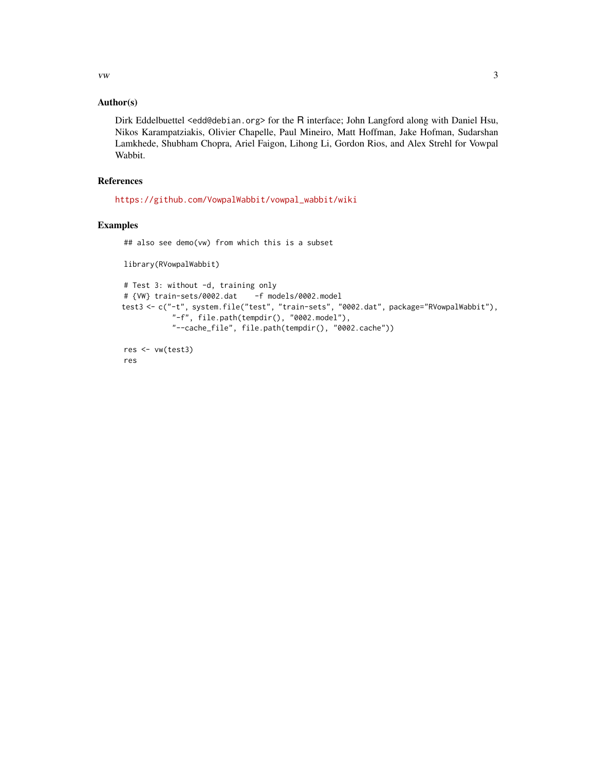## Author(s)

Dirk Eddelbuettel <edd@debian.org> for the R interface; John Langford along with Daniel Hsu, Nikos Karampatziakis, Olivier Chapelle, Paul Mineiro, Matt Hoffman, Jake Hofman, Sudarshan Lamkhede, Shubham Chopra, Ariel Faigon, Lihong Li, Gordon Rios, and Alex Strehl for Vowpal Wabbit.

## References

https://github.com/VowpalWabbit/vowpal_wabbit/wiki

## Examples

```
## also see demo(vw) from which this is a subset

library(RVowpalWabbit)

# Test 3: without -d, training only
# {VW} train-sets/0002.dat    -f models/0002.model
test3 <- c("-t", system.file("test", "train-sets", "0002.dat", package="RVowpalWabbit"),
           "-f", file.path(tempdir(), "0002.model"),
           "--cache_file", file.path(tempdir(), "0002.cache"))

res <- vw(test3)
res
```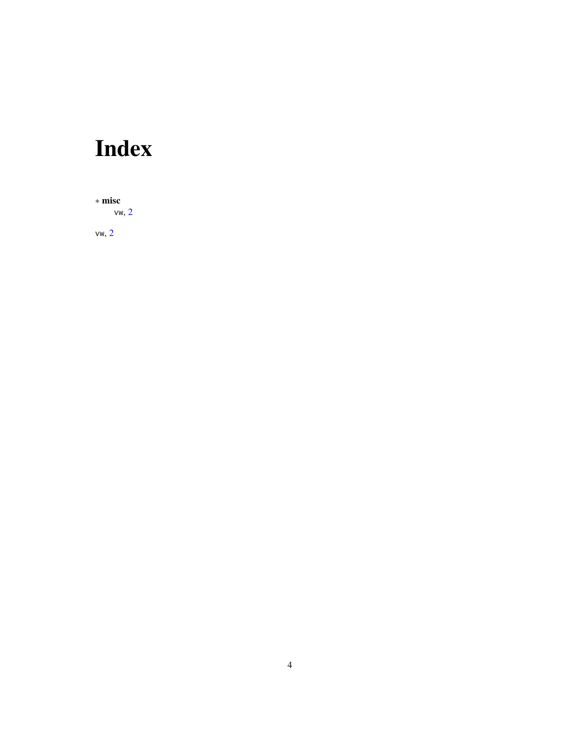# Index

∗ **misc**
    vw, 2

vw, 2